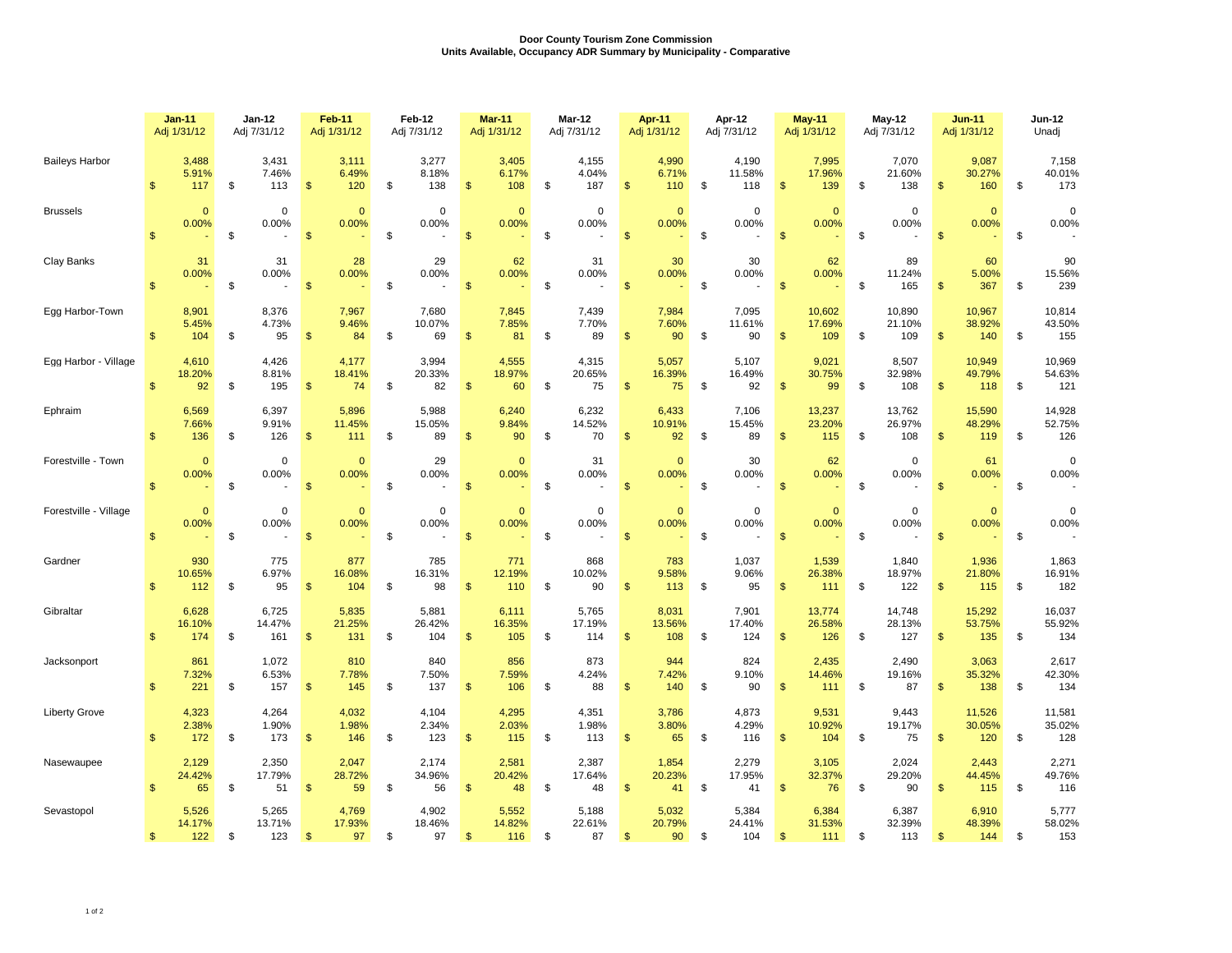**Door County Tourism Zone Commission**
**Units Available, Occupancy ADR Summary by Municipality - Comparative**

| | Jan-11 Adj 1/31/12 | Jan-12 Adj 7/31/12 | Feb-11 Adj 1/31/12 | Feb-12 Adj 7/31/12 | Mar-11 Adj 1/31/12 | Mar-12 Adj 7/31/12 | Apr-11 Adj 1/31/12 | Apr-12 Adj 7/31/12 | May-11 Adj 1/31/12 | May-12 Adj 7/31/12 | Jun-11 Adj 1/31/12 | Jun-12 Unadj |
|---|---|---|---|---|---|---|---|---|---|---|---|---|
| Baileys Harbor | 3,488 | 3,431 | 3,111 | 3,277 | 3,405 | 4,155 | 4,990 | 4,190 | 7,995 | 7,070 | 9,087 | 7,158 |
| | 5.91% | 7.46% | 6.49% | 8.18% | 6.17% | 4.04% | 6.71% | 11.58% | 17.96% | 21.60% | 30.27% | 40.01% |
| | $ 117 | $ 113 | $ 120 | $ 138 | $ 108 | $ 187 | $ 110 | $ 118 | $ 139 | $ 138 | $ 160 | $ 173 |
| Brussels | 0 | 0 | 0 | 0 | 0 | 0 | 0 | 0 | 0 | 0 | 0 | 0 |
| | 0.00% | 0.00% | 0.00% | 0.00% | 0.00% | 0.00% | 0.00% | 0.00% | 0.00% | 0.00% | 0.00% | 0.00% |
| | $ - | $ - | $ - | $ - | $ - | $ - | $ - | $ - | $ - | $ - | $ - | $ - |
| Clay Banks | 31 | 31 | 28 | 29 | 62 | 31 | 30 | 30 | 62 | 89 | 60 | 90 |
| | 0.00% | 0.00% | 0.00% | 0.00% | 0.00% | 0.00% | 0.00% | 0.00% | 0.00% | 11.24% | 5.00% | 15.56% |
| | $ - | $ - | $ - | $ - | $ - | $ - | $ - | $ - | $ - | $ 165 | $ 367 | $ 239 |
| Egg Harbor-Town | 8,901 | 8,376 | 7,967 | 7,680 | 7,845 | 7,439 | 7,984 | 7,095 | 10,602 | 10,890 | 10,967 | 10,814 |
| | 5.45% | 4.73% | 9.46% | 10.07% | 7.85% | 7.70% | 7.60% | 11.61% | 17.69% | 21.10% | 38.92% | 43.50% |
| | $ 104 | $ 95 | $ 84 | $ 69 | $ 81 | $ 89 | $ 90 | $ 90 | $ 109 | $ 109 | $ 140 | $ 155 |
| Egg Harbor - Village | 4,610 | 4,426 | 4,177 | 3,994 | 4,555 | 4,315 | 5,057 | 5,107 | 9,021 | 8,507 | 10,949 | 10,969 |
| | 18.20% | 8.81% | 18.41% | 20.33% | 18.97% | 20.65% | 16.39% | 16.49% | 30.75% | 32.98% | 49.79% | 54.63% |
| | $ 92 | $ 195 | $ 74 | $ 82 | $ 60 | $ 75 | $ 75 | $ 92 | $ 99 | $ 108 | $ 118 | $ 121 |
| Ephraim | 6,569 | 6,397 | 5,896 | 5,988 | 6,240 | 6,232 | 6,433 | 7,106 | 13,237 | 13,762 | 15,590 | 14,928 |
| | 7.66% | 9.91% | 11.45% | 15.05% | 9.84% | 14.52% | 10.91% | 15.45% | 23.20% | 26.97% | 48.29% | 52.75% |
| | $ 136 | $ 126 | $ 111 | $ 89 | $ 90 | $ 70 | $ 92 | $ 89 | $ 115 | $ 108 | $ 119 | $ 126 |
| Forestville - Town | 0 | 0 | 0 | 29 | 0 | 31 | 0 | 30 | 62 | 0 | 61 | 0 |
| | 0.00% | 0.00% | 0.00% | 0.00% | 0.00% | 0.00% | 0.00% | 0.00% | 0.00% | 0.00% | 0.00% | 0.00% |
| | $ - | $ - | $ - | $ - | $ - | $ - | $ - | $ - | $ - | $ - | $ - | $ - |
| Forestville - Village | 0 | 0 | 0 | 0 | 0 | 0 | 0 | 0 | 0 | 0 | 0 | 0 |
| | 0.00% | 0.00% | 0.00% | 0.00% | 0.00% | 0.00% | 0.00% | 0.00% | 0.00% | 0.00% | 0.00% | 0.00% |
| | $ - | $ - | $ - | $ - | $ - | $ - | $ - | $ - | $ - | $ - | $ - | $ - |
| Gardner | 930 | 775 | 877 | 785 | 771 | 868 | 783 | 1,037 | 1,539 | 1,840 | 1,936 | 1,863 |
| | 10.65% | 6.97% | 16.08% | 16.31% | 12.19% | 10.02% | 9.58% | 9.06% | 26.38% | 18.97% | 21.80% | 16.91% |
| | $ 112 | $ 95 | $ 104 | $ 98 | $ 110 | $ 90 | $ 113 | $ 95 | $ 111 | $ 122 | $ 115 | $ 182 |
| Gibraltar | 6,628 | 6,725 | 5,835 | 5,881 | 6,111 | 5,765 | 8,031 | 7,901 | 13,774 | 14,748 | 15,292 | 16,037 |
| | 16.10% | 14.47% | 21.25% | 26.42% | 16.35% | 17.19% | 13.56% | 17.40% | 26.58% | 28.13% | 53.75% | 55.92% |
| | $ 174 | $ 161 | $ 131 | $ 104 | $ 105 | $ 114 | $ 108 | $ 124 | $ 126 | $ 127 | $ 135 | $ 134 |
| Jacksonport | 861 | 1,072 | 810 | 840 | 856 | 873 | 944 | 824 | 2,435 | 2,490 | 3,063 | 2,617 |
| | 7.32% | 6.53% | 7.78% | 7.50% | 7.59% | 4.24% | 7.42% | 9.10% | 14.46% | 19.16% | 35.32% | 42.30% |
| | $ 221 | $ 157 | $ 145 | $ 137 | $ 106 | $ 88 | $ 140 | $ 90 | $ 111 | $ 87 | $ 138 | $ 134 |
| Liberty Grove | 4,323 | 4,264 | 4,032 | 4,104 | 4,295 | 4,351 | 3,786 | 4,873 | 9,531 | 9,443 | 11,526 | 11,581 |
| | 2.38% | 1.90% | 1.98% | 2.34% | 2.03% | 1.98% | 3.80% | 4.29% | 10.92% | 19.17% | 30.05% | 35.02% |
| | $ 172 | $ 173 | $ 146 | $ 123 | $ 115 | $ 113 | $ 65 | $ 116 | $ 104 | $ 75 | $ 120 | $ 128 |
| Nasewaupee | 2,129 | 2,350 | 2,047 | 2,174 | 2,581 | 2,387 | 1,854 | 2,279 | 3,105 | 2,024 | 2,443 | 2,271 |
| | 24.42% | 17.79% | 28.72% | 34.96% | 20.42% | 17.64% | 20.23% | 17.95% | 32.37% | 29.20% | 44.45% | 49.76% |
| | $ 65 | $ 51 | $ 59 | $ 56 | $ 48 | $ 48 | $ 41 | $ 41 | $ 76 | $ 90 | $ 115 | $ 116 |
| Sevastopol | 5,526 | 5,265 | 4,769 | 4,902 | 5,552 | 5,188 | 5,032 | 5,384 | 6,384 | 6,387 | 6,910 | 5,777 |
| | 14.17% | 13.71% | 17.93% | 18.46% | 14.82% | 22.61% | 20.79% | 24.41% | 31.53% | 32.39% | 48.39% | 58.02% |
| | $ 122 | $ 123 | $ 97 | $ 97 | $ 116 | $ 87 | $ 90 | $ 104 | $ 111 | $ 113 | $ 144 | $ 153 |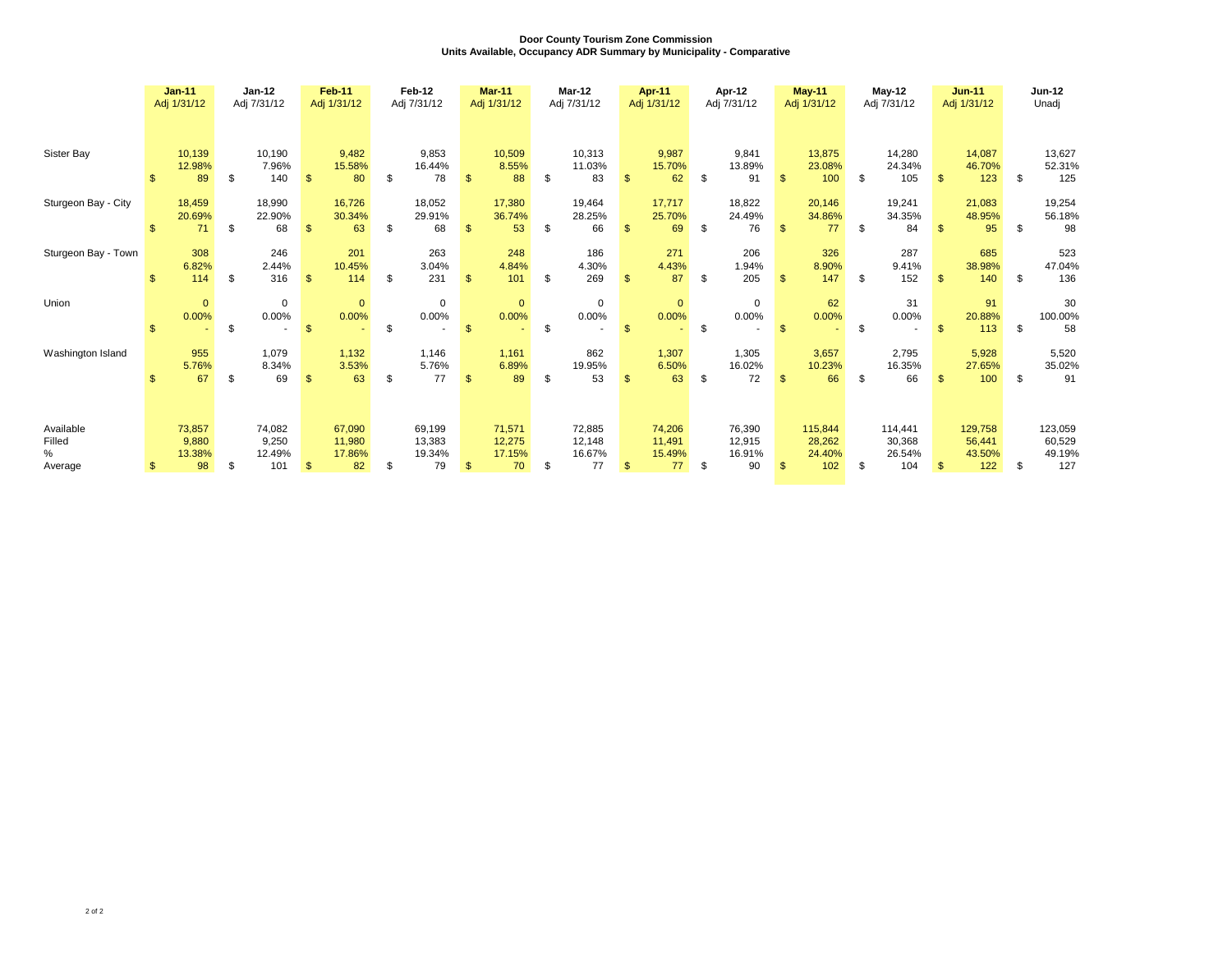**Door County Tourism Zone Commission**
**Units Available, Occupancy ADR Summary by Municipality - Comparative**

| | Jan-11 Adj 1/31/12 | Jan-12 Adj 7/31/12 | Feb-11 Adj 1/31/12 | Feb-12 Adj 7/31/12 | Mar-11 Adj 1/31/12 | Mar-12 Adj 7/31/12 | Apr-11 Adj 1/31/12 | Apr-12 Adj 7/31/12 | May-11 Adj 1/31/12 | May-12 Adj 7/31/12 | Jun-11 Adj 1/31/12 | Jun-12 Unadj |
|---|---|---|---|---|---|---|---|---|---|---|---|---|
| Sister Bay | 10,139 | 10,190 | 9,482 | 9,853 | 10,509 | 10,313 | 9,987 | 9,841 | 13,875 | 14,280 | 14,087 | 13,627 |
| | 12.98% | 7.96% | 15.58% | 16.44% | 8.55% | 11.03% | 15.70% | 13.89% | 23.08% | 24.34% | 46.70% | 52.31% |
| | $ 89 | $ 140 | $ 80 | $ 78 | $ 88 | $ 83 | $ 62 | $ 91 | $ 100 | $ 105 | $ 123 | $ 125 |
| Sturgeon Bay - City | 18,459 | 18,990 | 16,726 | 18,052 | 17,380 | 19,464 | 17,717 | 18,822 | 20,146 | 19,241 | 21,083 | 19,254 |
| | 20.69% | 22.90% | 30.34% | 29.91% | 36.74% | 28.25% | 25.70% | 24.49% | 34.86% | 34.35% | 48.95% | 56.18% |
| | $ 71 | $ 68 | $ 63 | $ 68 | $ 53 | $ 66 | $ 69 | $ 76 | $ 77 | $ 84 | $ 95 | $ 98 |
| Sturgeon Bay - Town | 308 | 246 | 201 | 263 | 248 | 186 | 271 | 206 | 326 | 287 | 685 | 523 |
| | 6.82% | 2.44% | 10.45% | 3.04% | 4.84% | 4.30% | 4.43% | 1.94% | 8.90% | 9.41% | 38.98% | 47.04% |
| | $ 114 | $ 316 | $ 114 | $ 231 | $ 101 | $ 269 | $ 87 | $ 205 | $ 147 | $ 152 | $ 140 | $ 136 |
| Union | 0 | 0 | 0 | 0 | 0 | 0 | 0 | 0 | 62 | 31 | 91 | 30 |
| | 0.00% | 0.00% | 0.00% | 0.00% | 0.00% | 0.00% | 0.00% | 0.00% | 0.00% | 0.00% | 20.88% | 100.00% |
| | $ - | $ - | $ - | $ - | $ - | $ - | $ - | $ - | $ - | $ - | $ 113 | $ 58 |
| Washington Island | 955 | 1,079 | 1,132 | 1,146 | 1,161 | 862 | 1,307 | 1,305 | 3,657 | 2,795 | 5,928 | 5,520 |
| | 5.76% | 8.34% | 3.53% | 5.76% | 6.89% | 19.95% | 6.50% | 16.02% | 10.23% | 16.35% | 27.65% | 35.02% |
| | $ 67 | $ 69 | $ 63 | $ 77 | $ 89 | $ 53 | $ 63 | $ 72 | $ 66 | $ 66 | $ 100 | $ 91 |
| Available | 73,857 | 74,082 | 67,090 | 69,199 | 71,571 | 72,885 | 74,206 | 76,390 | 115,844 | 114,441 | 129,758 | 123,059 |
| Filled | 9,880 | 9,250 | 11,980 | 13,383 | 12,275 | 12,148 | 11,491 | 12,915 | 28,262 | 30,368 | 56,441 | 60,529 |
| % | 13.38% | 12.49% | 17.86% | 19.34% | 17.15% | 16.67% | 15.49% | 16.91% | 24.40% | 26.54% | 43.50% | 49.19% |
| Average | $ 98 | $ 101 | $ 82 | $ 79 | $ 70 | $ 77 | $ 77 | $ 90 | $ 102 | $ 104 | $ 122 | $ 127 |